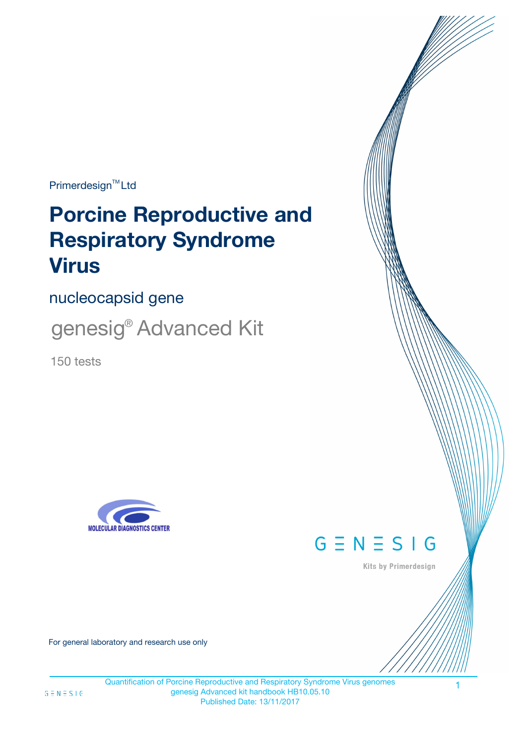Primerdesign™ Ltd

# Porcine Reproductive and Respiratory Syndrome Virus

nucleocapsid gene

genesig® Advanced Kit

150 tests

MOLECULAR DIAGNOSTICS CENTER

GENESIG

Kits by Primerdesign

For general laboratory and research use only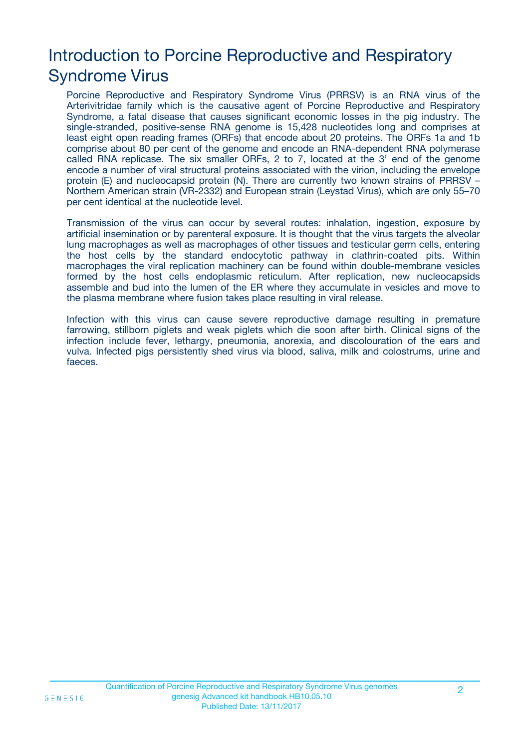# Introduction to Porcine Reproductive and Respiratory Syndrome Virus

Porcine Reproductive and Respiratory Syndrome Virus (PRRSV) is an RNA virus of the Arterivitridae family which is the causative agent of Porcine Reproductive and Respiratory Syndrome, a fatal disease that causes significant economic losses in the pig industry. The single-stranded, positive-sense RNA genome is 15,428 nucleotides long and comprises at least eight open reading frames (ORFs) that encode about 20 proteins. The ORFs 1a and 1b comprise about 80 per cent of the genome and encode an RNA-dependent RNA polymerase called RNA replicase. The six smaller ORFs, 2 to 7, located at the 3' end of the genome encode a number of viral structural proteins associated with the virion, including the envelope protein (E) and nucleocapsid protein (N). There are currently two known strains of PRRSV – Northern American strain (VR-2332) and European strain (Leystad Virus), which are only 55–70 per cent identical at the nucleotide level.

Transmission of the virus can occur by several routes: inhalation, ingestion, exposure by artificial insemination or by parenteral exposure. It is thought that the virus targets the alveolar lung macrophages as well as macrophages of other tissues and testicular germ cells, entering the host cells by the standard endocytotic pathway in clathrin-coated pits. Within macrophages the viral replication machinery can be found within double-membrane vesicles formed by the host cells endoplasmic reticulum. After replication, new nucleocapsids assemble and bud into the lumen of the ER where they accumulate in vesicles and move to the plasma membrane where fusion takes place resulting in viral release.

Infection with this virus can cause severe reproductive damage resulting in premature farrowing, stillborn piglets and weak piglets which die soon after birth. Clinical signs of the infection include fever, lethargy, pneumonia, anorexia, and discolouration of the ears and vulva. Infected pigs persistently shed virus via blood, saliva, milk and colostrums, urine and faeces.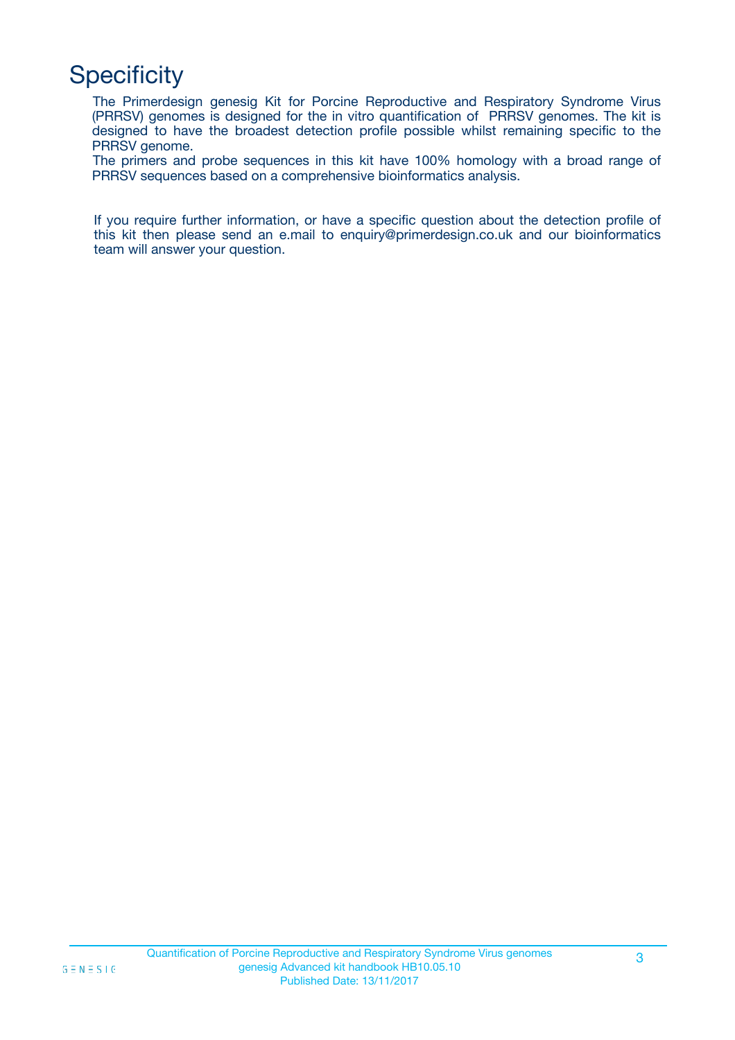# Specificity

The Primerdesign genesig Kit for Porcine Reproductive and Respiratory Syndrome Virus (PRRSV) genomes is designed for the in vitro quantification of PRRSV genomes. The kit is designed to have the broadest detection profile possible whilst remaining specific to the PRRSV genome.

The primers and probe sequences in this kit have 100% homology with a broad range of PRRSV sequences based on a comprehensive bioinformatics analysis.

If you require further information, or have a specific question about the detection profile of this kit then please send an e.mail to enquiry@primerdesign.co.uk and our bioinformatics team will answer your question.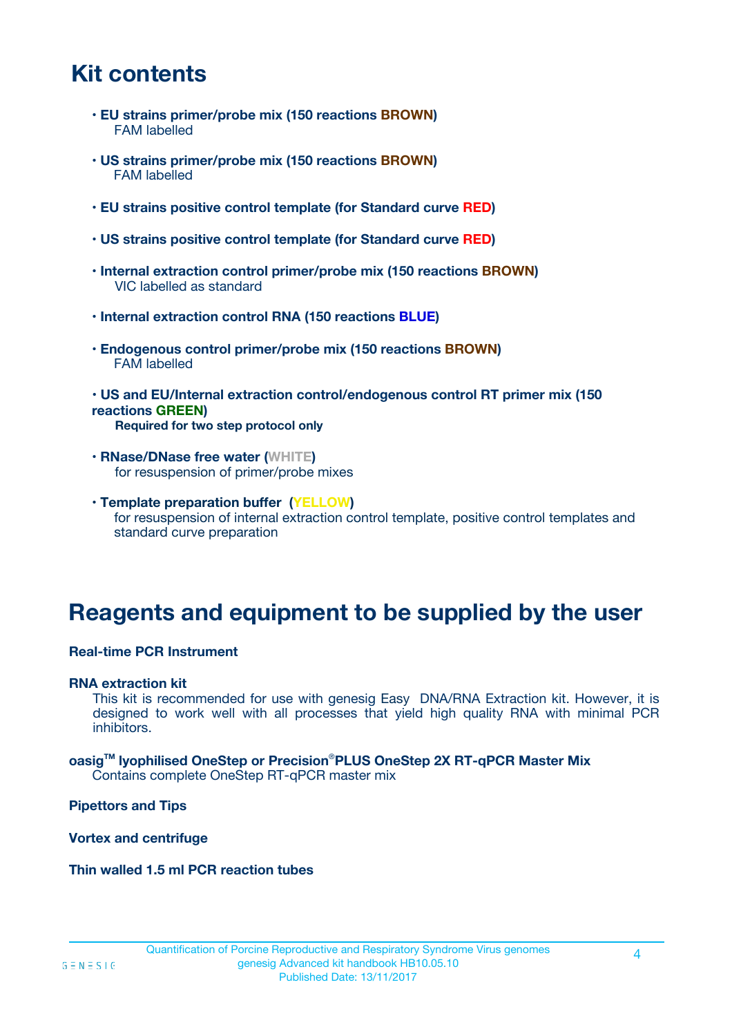# Kit contents

- **EU strains primer/probe mix (150 reactions BROWN)**
  FAM labelled

- **US strains primer/probe mix (150 reactions BROWN)**
  FAM labelled

- **EU strains positive control template (for Standard curve RED)**

- **US strains positive control template (for Standard curve RED)**

- **Internal extraction control primer/probe mix (150 reactions BROWN)**
  VIC labelled as standard

- **Internal extraction control RNA (150 reactions BLUE)**

- **Endogenous control primer/probe mix (150 reactions BROWN)**
  FAM labelled

- **US and EU/Internal extraction control/endogenous control RT primer mix (150 reactions GREEN)**
  **Required for two step protocol only**

- **RNase/DNase free water (WHITE)**
  for resuspension of primer/probe mixes

- **Template preparation buffer (YELLOW)**
  for resuspension of internal extraction control template, positive control templates and standard curve preparation

# Reagents and equipment to be supplied by the user

**Real-time PCR Instrument**

**RNA extraction kit**
This kit is recommended for use with genesig Easy DNA/RNA Extraction kit. However, it is designed to work well with all processes that yield high quality RNA with minimal PCR inhibitors.

**oasig™ lyophilised OneStep or Precision®PLUS OneStep 2X RT-qPCR Master Mix**
Contains complete OneStep RT-qPCR master mix

**Pipettors and Tips**

**Vortex and centrifuge**

**Thin walled 1.5 ml PCR reaction tubes**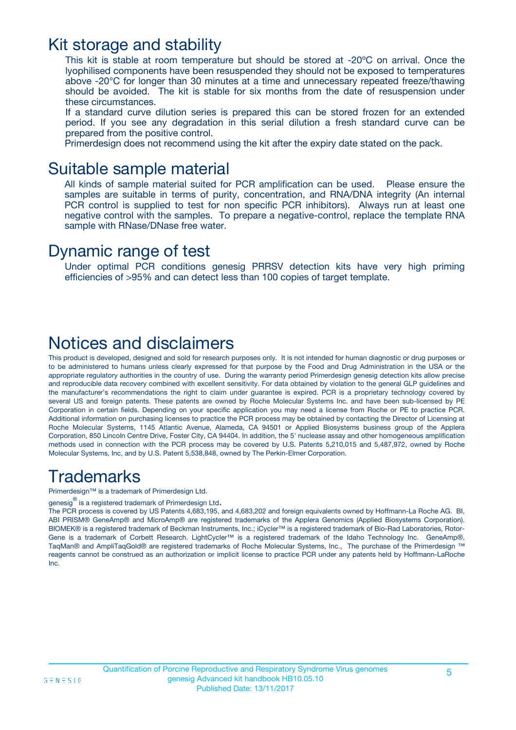## Kit storage and stability

This kit is stable at room temperature but should be stored at -20ºC on arrival. Once the lyophilised components have been resuspended they should not be exposed to temperatures above -20°C for longer than 30 minutes at a time and unnecessary repeated freeze/thawing should be avoided. The kit is stable for six months from the date of resuspension under these circumstances.

If a standard curve dilution series is prepared this can be stored frozen for an extended period. If you see any degradation in this serial dilution a fresh standard curve can be prepared from the positive control.

Primerdesign does not recommend using the kit after the expiry date stated on the pack.

## Suitable sample material

All kinds of sample material suited for PCR amplification can be used. Please ensure the samples are suitable in terms of purity, concentration, and RNA/DNA integrity (An internal PCR control is supplied to test for non specific PCR inhibitors). Always run at least one negative control with the samples. To prepare a negative-control, replace the template RNA sample with RNase/DNase free water.

## Dynamic range of test

Under optimal PCR conditions genesig PRRSV detection kits have very high priming efficiencies of >95% and can detect less than 100 copies of target template.

## Notices and disclaimers

This product is developed, designed and sold for research purposes only. It is not intended for human diagnostic or drug purposes or to be administered to humans unless clearly expressed for that purpose by the Food and Drug Administration in the USA or the appropriate regulatory authorities in the country of use. During the warranty period Primerdesign genesig detection kits allow precise and reproducible data recovery combined with excellent sensitivity. For data obtained by violation to the general GLP guidelines and the manufacturer's recommendations the right to claim under guarantee is expired. PCR is a proprietary technology covered by several US and foreign patents. These patents are owned by Roche Molecular Systems Inc. and have been sub-licensed by PE Corporation in certain fields. Depending on your specific application you may need a license from Roche or PE to practice PCR. Additional information on purchasing licenses to practice the PCR process may be obtained by contacting the Director of Licensing at Roche Molecular Systems, 1145 Atlantic Avenue, Alameda, CA 94501 or Applied Biosystems business group of the Applera Corporation, 850 Lincoln Centre Drive, Foster City, CA 94404. In addition, the 5' nuclease assay and other homogeneous amplification methods used in connection with the PCR process may be covered by U.S. Patents 5,210,015 and 5,487,972, owned by Roche Molecular Systems, Inc, and by U.S. Patent 5,538,848, owned by The Perkin-Elmer Corporation.

## Trademarks

Primerdesign™ is a trademark of Primerdesign Ltd.

genesig® is a registered trademark of Primerdesign Ltd.

The PCR process is covered by US Patents 4,683,195, and 4,683,202 and foreign equivalents owned by Hoffmann-La Roche AG. BI, ABI PRISM® GeneAmp® and MicroAmp® are registered trademarks of the Applera Genomics (Applied Biosystems Corporation). BIOMEK® is a registered trademark of Beckman Instruments, Inc.; iCycler™ is a registered trademark of Bio-Rad Laboratories, Rotor-Gene is a trademark of Corbett Research. LightCycler™ is a registered trademark of the Idaho Technology Inc. GeneAmp®, TaqMan® and AmpliTaqGold® are registered trademarks of Roche Molecular Systems, Inc., The purchase of the Primerdesign ™ reagents cannot be construed as an authorization or implicit license to practice PCR under any patents held by Hoffmann-LaRoche Inc.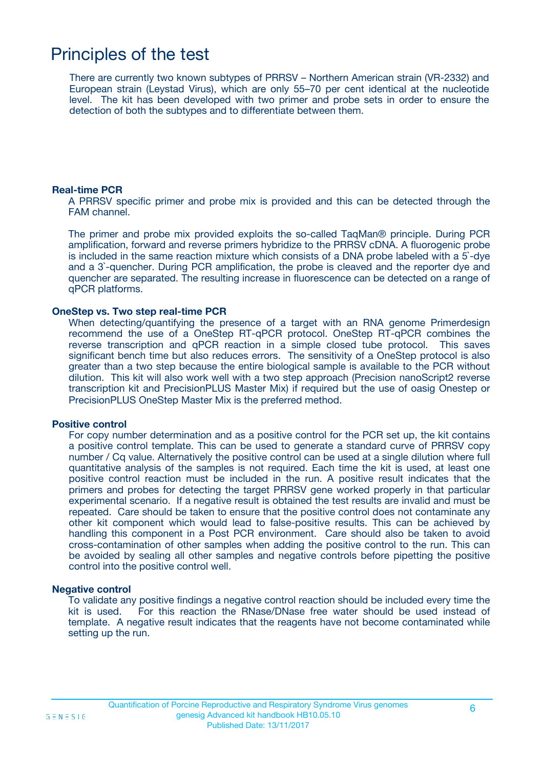# Principles of the test

There are currently two known subtypes of PRRSV – Northern American strain (VR-2332) and European strain (Leystad Virus), which are only 55–70 per cent identical at the nucleotide level. The kit has been developed with two primer and probe sets in order to ensure the detection of both the subtypes and to differentiate between them.

### Real-time PCR

A PRRSV specific primer and probe mix is provided and this can be detected through the FAM channel.

The primer and probe mix provided exploits the so-called TaqMan® principle. During PCR amplification, forward and reverse primers hybridize to the PRRSV cDNA. A fluorogenic probe is included in the same reaction mixture which consists of a DNA probe labeled with a 5`-dye and a 3`-quencher. During PCR amplification, the probe is cleaved and the reporter dye and quencher are separated. The resulting increase in fluorescence can be detected on a range of qPCR platforms.

### OneStep vs. Two step real-time PCR

When detecting/quantifying the presence of a target with an RNA genome Primerdesign recommend the use of a OneStep RT-qPCR protocol. OneStep RT-qPCR combines the reverse transcription and qPCR reaction in a simple closed tube protocol. This saves significant bench time but also reduces errors. The sensitivity of a OneStep protocol is also greater than a two step because the entire biological sample is available to the PCR without dilution. This kit will also work well with a two step approach (Precision nanoScript2 reverse transcription kit and PrecisionPLUS Master Mix) if required but the use of oasig Onestep or PrecisionPLUS OneStep Master Mix is the preferred method.

### Positive control

For copy number determination and as a positive control for the PCR set up, the kit contains a positive control template. This can be used to generate a standard curve of PRRSV copy number / Cq value. Alternatively the positive control can be used at a single dilution where full quantitative analysis of the samples is not required. Each time the kit is used, at least one positive control reaction must be included in the run. A positive result indicates that the primers and probes for detecting the target PRRSV gene worked properly in that particular experimental scenario. If a negative result is obtained the test results are invalid and must be repeated. Care should be taken to ensure that the positive control does not contaminate any other kit component which would lead to false-positive results. This can be achieved by handling this component in a Post PCR environment. Care should also be taken to avoid cross-contamination of other samples when adding the positive control to the run. This can be avoided by sealing all other samples and negative controls before pipetting the positive control into the positive control well.

### Negative control

To validate any positive findings a negative control reaction should be included every time the kit is used. For this reaction the RNase/DNase free water should be used instead of template. A negative result indicates that the reagents have not become contaminated while setting up the run.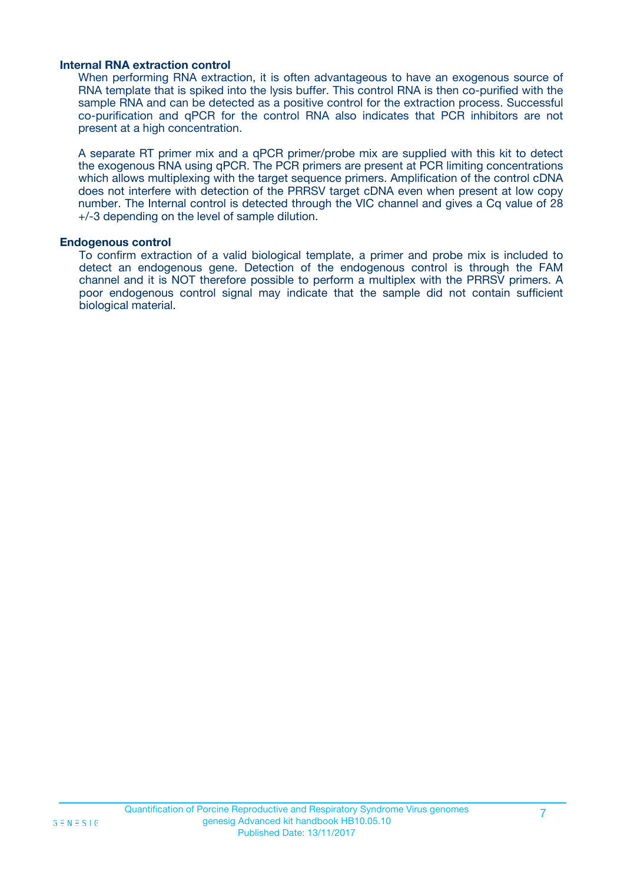### Internal RNA extraction control

When performing RNA extraction, it is often advantageous to have an exogenous source of RNA template that is spiked into the lysis buffer. This control RNA is then co-purified with the sample RNA and can be detected as a positive control for the extraction process. Successful co-purification and qPCR for the control RNA also indicates that PCR inhibitors are not present at a high concentration.

A separate RT primer mix and a qPCR primer/probe mix are supplied with this kit to detect the exogenous RNA using qPCR. The PCR primers are present at PCR limiting concentrations which allows multiplexing with the target sequence primers. Amplification of the control cDNA does not interfere with detection of the PRRSV target cDNA even when present at low copy number. The Internal control is detected through the VIC channel and gives a Cq value of 28 +/-3 depending on the level of sample dilution.

### Endogenous control

To confirm extraction of a valid biological template, a primer and probe mix is included to detect an endogenous gene. Detection of the endogenous control is through the FAM channel and it is NOT therefore possible to perform a multiplex with the PRRSV primers. A poor endogenous control signal may indicate that the sample did not contain sufficient biological material.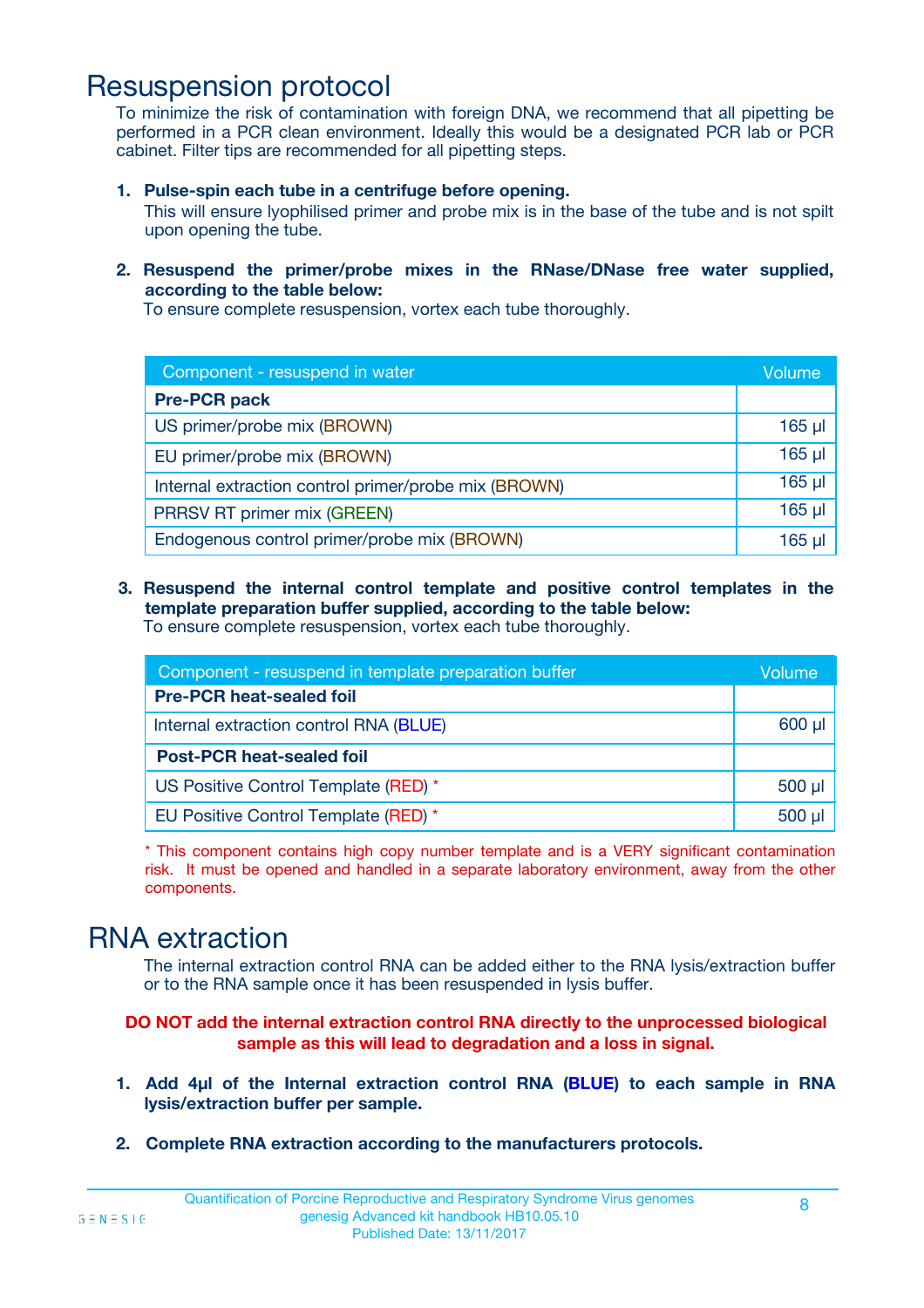# Resuspension protocol

To minimize the risk of contamination with foreign DNA, we recommend that all pipetting be performed in a PCR clean environment. Ideally this would be a designated PCR lab or PCR cabinet. Filter tips are recommended for all pipetting steps.

1. **Pulse-spin each tube in a centrifuge before opening.**
   This will ensure lyophilised primer and probe mix is in the base of the tube and is not spilt upon opening the tube.

2. **Resuspend the primer/probe mixes in the RNase/DNase free water supplied, according to the table below:**
   To ensure complete resuspension, vortex each tube thoroughly.

| Component - resuspend in water | Volume |
|---|---|
| **Pre-PCR pack** | |
| US primer/probe mix (BROWN) | 165 µl |
| EU primer/probe mix (BROWN) | 165 µl |
| Internal extraction control primer/probe mix (BROWN) | 165 µl |
| PRRSV RT primer mix (GREEN) | 165 µl |
| Endogenous control primer/probe mix (BROWN) | 165 µl |

3. **Resuspend the internal control template and positive control templates in the template preparation buffer supplied, according to the table below:**
   To ensure complete resuspension, vortex each tube thoroughly.

| Component - resuspend in template preparation buffer | Volume |
|---|---|
| **Pre-PCR heat-sealed foil** | |
| Internal extraction control RNA (BLUE) | 600 µl |
| **Post-PCR heat-sealed foil** | |
| US Positive Control Template (RED) * | 500 µl |
| EU Positive Control Template (RED) * | 500 µl |

* This component contains high copy number template and is a VERY significant contamination risk. It must be opened and handled in a separate laboratory environment, away from the other components.

# RNA extraction

The internal extraction control RNA can be added either to the RNA lysis/extraction buffer or to the RNA sample once it has been resuspended in lysis buffer.

**DO NOT add the internal extraction control RNA directly to the unprocessed biological sample as this will lead to degradation and a loss in signal.**

1. **Add 4µl of the Internal extraction control RNA (BLUE) to each sample in RNA lysis/extraction buffer per sample.**

2. **Complete RNA extraction according to the manufacturers protocols.**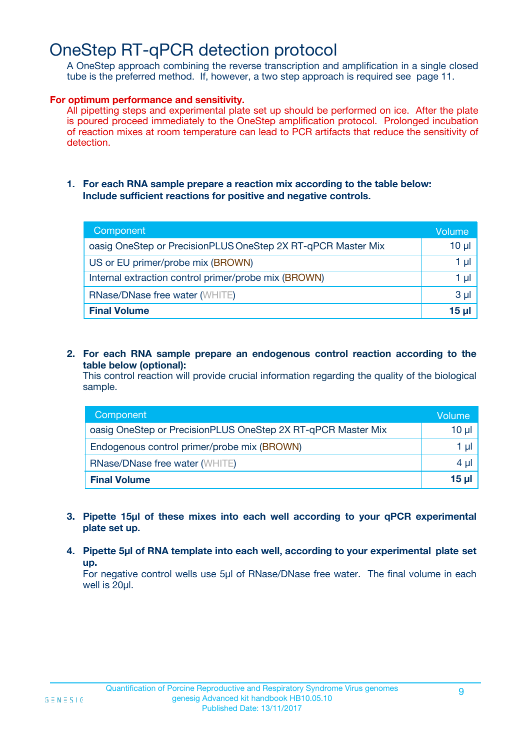# OneStep RT-qPCR detection protocol

A OneStep approach combining the reverse transcription and amplification in a single closed tube is the preferred method. If, however, a two step approach is required see page 11.

**For optimum performance and sensitivity.**

All pipetting steps and experimental plate set up should be performed on ice. After the plate is poured proceed immediately to the OneStep amplification protocol. Prolonged incubation of reaction mixes at room temperature can lead to PCR artifacts that reduce the sensitivity of detection.

1. **For each RNA sample prepare a reaction mix according to the table below: Include sufficient reactions for positive and negative controls.**

| Component | Volume |
|---|---|
| oasig OneStep or PrecisionPLUS OneStep 2X RT-qPCR Master Mix | 10 µl |
| US or EU primer/probe mix (BROWN) | 1 µl |
| Internal extraction control primer/probe mix (BROWN) | 1 µl |
| RNase/DNase free water (WHITE) | 3 µl |
| **Final Volume** | **15 µl** |

2. **For each RNA sample prepare an endogenous control reaction according to the table below (optional):**
   This control reaction will provide crucial information regarding the quality of the biological sample.

| Component | Volume |
|---|---|
| oasig OneStep or PrecisionPLUS OneStep 2X RT-qPCR Master Mix | 10 µl |
| Endogenous control primer/probe mix (BROWN) | 1 µl |
| RNase/DNase free water (WHITE) | 4 µl |
| **Final Volume** | **15 µl** |

3. **Pipette 15µl of these mixes into each well according to your qPCR experimental plate set up.**

4. **Pipette 5µl of RNA template into each well, according to your experimental plate set up.**
   For negative control wells use 5µl of RNase/DNase free water. The final volume in each well is 20µl.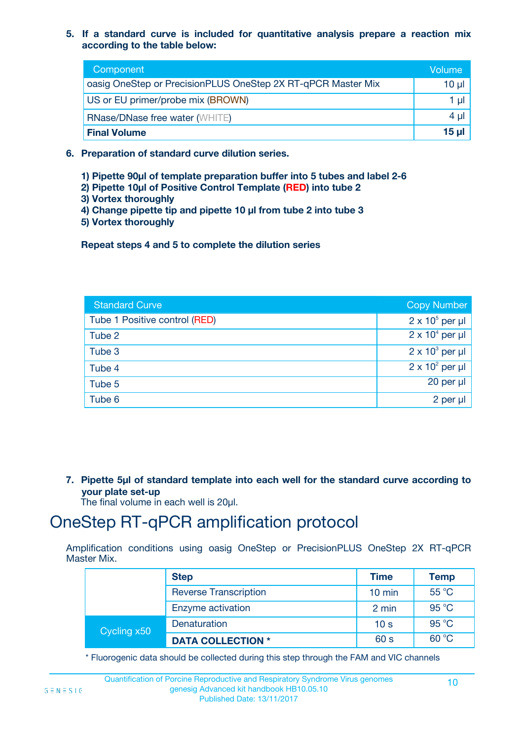5. **If a standard curve is included for quantitative analysis prepare a reaction mix according to the table below:**

| Component | Volume |
|---|---|
| oasig OneStep or PrecisionPLUS OneStep 2X RT-qPCR Master Mix | 10 µl |
| US or EU primer/probe mix (BROWN) | 1 µl |
| RNase/DNase free water (WHITE) | 4 µl |
| **Final Volume** | **15 µl** |

6. **Preparation of standard curve dilution series.**

   **1) Pipette 90µl of template preparation buffer into 5 tubes and label 2-6**
   **2) Pipette 10µl of Positive Control Template (RED) into tube 2**
   **3) Vortex thoroughly**
   **4) Change pipette tip and pipette 10 µl from tube 2 into tube 3**
   **5) Vortex thoroughly**

   **Repeat steps 4 and 5 to complete the dilution series**

| Standard Curve | Copy Number |
|---|---|
| Tube 1 Positive control (RED) | $2 \times 10^5$ per µl |
| Tube 2 | $2 \times 10^4$ per µl |
| Tube 3 | $2 \times 10^3$ per µl |
| Tube 4 | $2 \times 10^2$ per µl |
| Tube 5 | 20 per µl |
| Tube 6 | 2 per µl |

7. **Pipette 5µl of standard template into each well for the standard curve according to your plate set-up**
   The final volume in each well is 20µl.

# OneStep RT-qPCR amplification protocol

Amplification conditions using oasig OneStep or PrecisionPLUS OneStep 2X RT-qPCR Master Mix.

| | Step | Time | Temp |
|---|---|---|---|
| | Reverse Transcription | 10 min | 55 °C |
| | Enzyme activation | 2 min | 95 °C |
| Cycling x50 | Denaturation | 10 s | 95 °C |
| | **DATA COLLECTION *** | 60 s | 60 °C |

* Fluorogenic data should be collected during this step through the FAM and VIC channels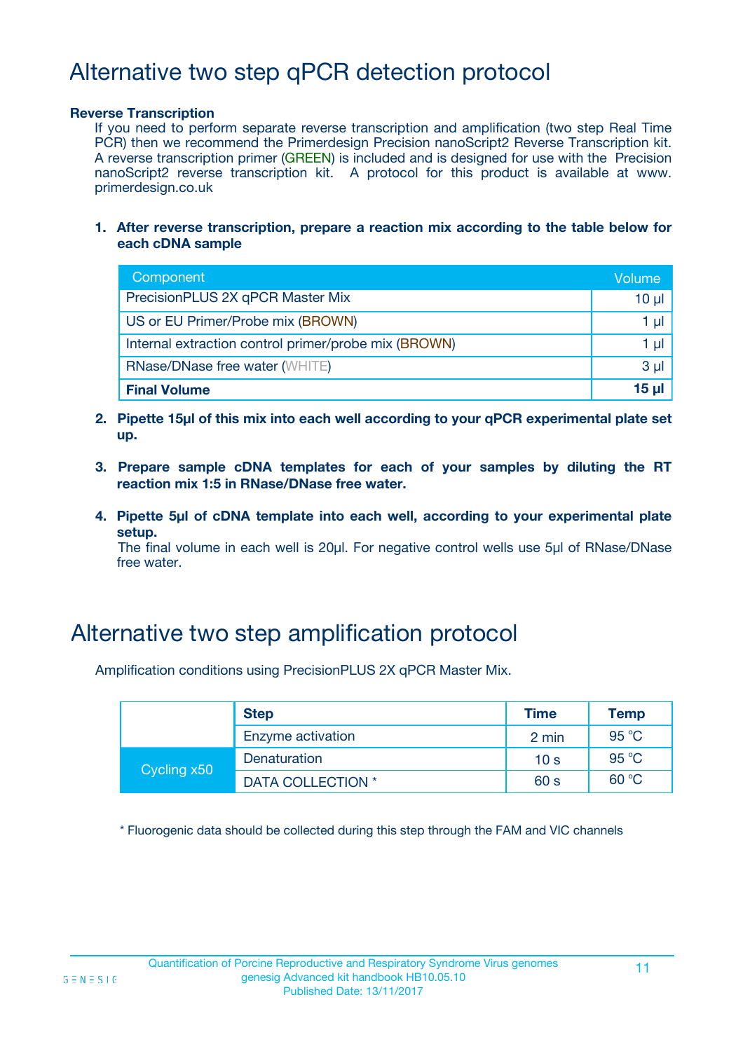# Alternative two step qPCR detection protocol

**Reverse Transcription**

If you need to perform separate reverse transcription and amplification (two step Real Time PCR) then we recommend the Primerdesign Precision nanoScript2 Reverse Transcription kit. A reverse transcription primer (GREEN) is included and is designed for use with the Precision nanoScript2 reverse transcription kit. A protocol for this product is available at www.primerdesign.co.uk

1. **After reverse transcription, prepare a reaction mix according to the table below for each cDNA sample**

| Component | Volume |
| --- | --- |
| PrecisionPLUS 2X qPCR Master Mix | 10 µl |
| US or EU Primer/Probe mix (BROWN) | 1 µl |
| Internal extraction control primer/probe mix (BROWN) | 1 µl |
| RNase/DNase free water (WHITE) | 3 µl |
| **Final Volume** | **15 µl** |

2. **Pipette 15µl of this mix into each well according to your qPCR experimental plate set up.**

3. **Prepare sample cDNA templates for each of your samples by diluting the RT reaction mix 1:5 in RNase/DNase free water.**

4. **Pipette 5µl of cDNA template into each well, according to your experimental plate setup.**
   The final volume in each well is 20µl. For negative control wells use 5µl of RNase/DNase free water.

# Alternative two step amplification protocol

Amplification conditions using PrecisionPLUS 2X qPCR Master Mix.

| | Step | Time | Temp |
| --- | --- | --- | --- |
| | Enzyme activation | 2 min | 95 °C |
| Cycling x50 | Denaturation | 10 s | 95 °C |
| | DATA COLLECTION * | 60 s | 60 °C |

\* Fluorogenic data should be collected during this step through the FAM and VIC channels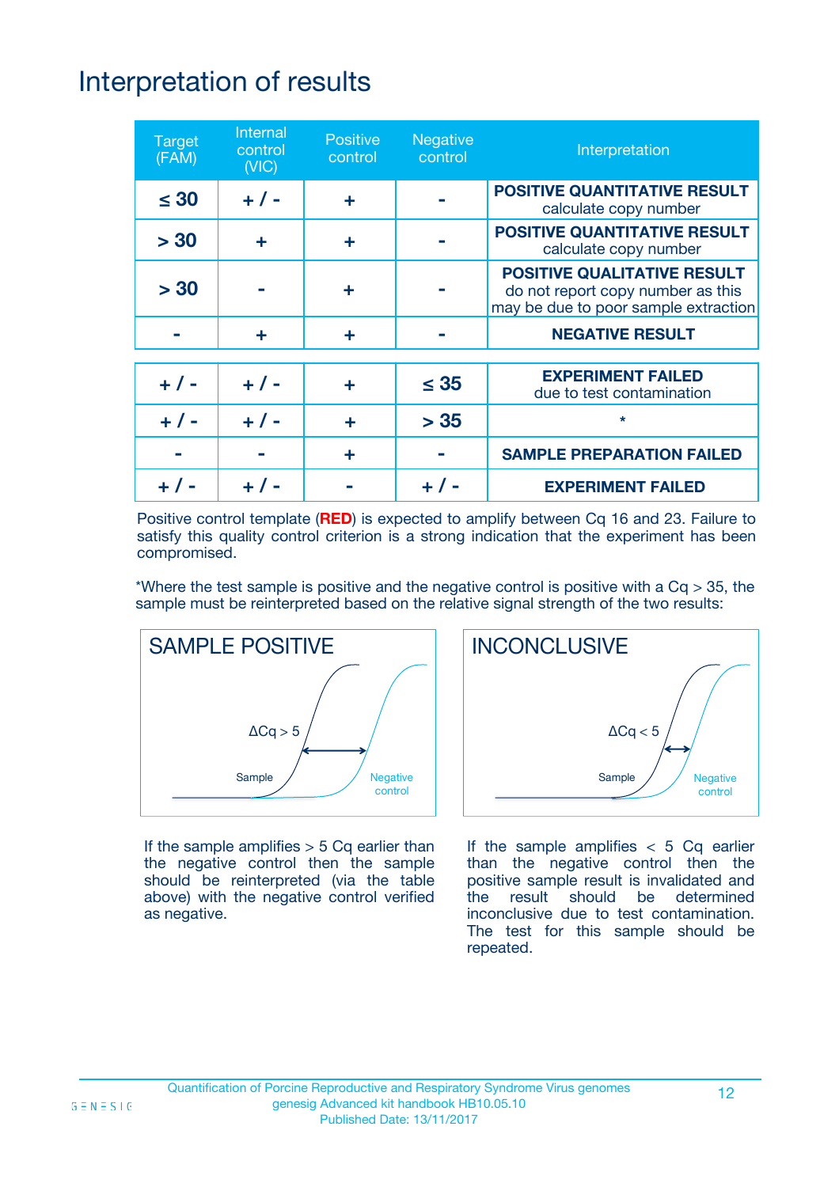# Interpretation of results

| Target (FAM) | Internal control (VIC) | Positive control | Negative control | Interpretation |
|---|---|---|---|---|
| ≤ 30 | + / - | + | - | **POSITIVE QUANTITATIVE RESULT** calculate copy number |
| > 30 | + | + | - | **POSITIVE QUANTITATIVE RESULT** calculate copy number |
| > 30 | - | + | - | **POSITIVE QUALITATIVE RESULT** do not report copy number as this may be due to poor sample extraction |
| - | + | + | - | **NEGATIVE RESULT** |
| + / - | + / - | + | ≤ 35 | **EXPERIMENT FAILED** due to test contamination |
| + / - | + / - | + | > 35 | * |
| - | - | + | - | **SAMPLE PREPARATION FAILED** |
| + / - | + / - | - | + / - | **EXPERIMENT FAILED** |

Positive control template (**RED**) is expected to amplify between Cq 16 and 23. Failure to satisfy this quality control criterion is a strong indication that the experiment has been compromised.

*Where the test sample is positive and the negative control is positive with a Cq > 35, the sample must be reinterpreted based on the relative signal strength of the two results:

**SAMPLE POSITIVE**

ΔCq > 5 — Sample — Negative control

If the sample amplifies > 5 Cq earlier than the negative control then the sample should be reinterpreted (via the table above) with the negative control verified as negative.

**INCONCLUSIVE**

ΔCq < 5 — Sample — Negative control

If the sample amplifies < 5 Cq earlier than the negative control then the positive sample result is invalidated and the result should be determined inconclusive due to test contamination. The test for this sample should be repeated.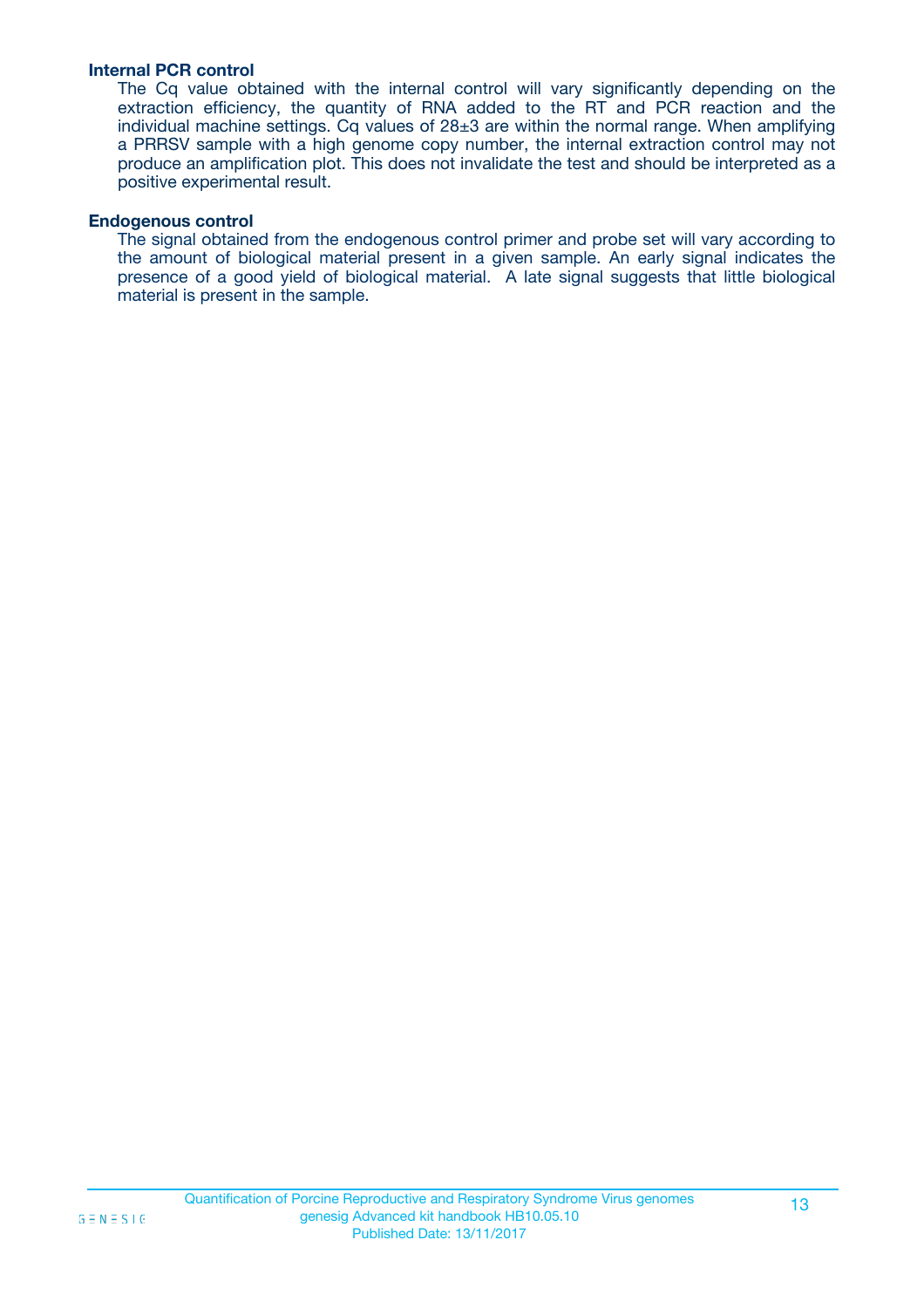**Internal PCR control**

The Cq value obtained with the internal control will vary significantly depending on the extraction efficiency, the quantity of RNA added to the RT and PCR reaction and the individual machine settings. Cq values of 28±3 are within the normal range. When amplifying a PRRSV sample with a high genome copy number, the internal extraction control may not produce an amplification plot. This does not invalidate the test and should be interpreted as a positive experimental result.

**Endogenous control**

The signal obtained from the endogenous control primer and probe set will vary according to the amount of biological material present in a given sample. An early signal indicates the presence of a good yield of biological material. A late signal suggests that little biological material is present in the sample.